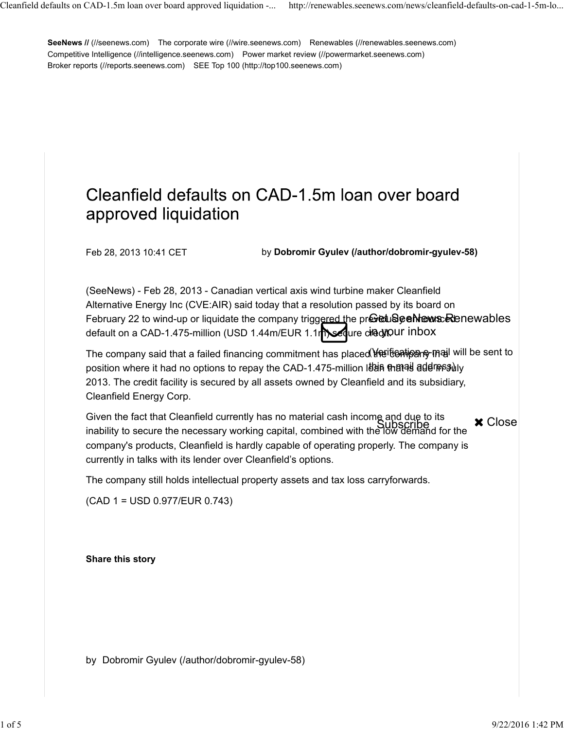**SeeNews //** (//seenews.com)    The corporate wire (//wire.seenews.com)    Renewables (//renewables.seenews.com)
Competitive Intelligence (//intelligence.seenews.com)    Power market review (//powermarket.seenews.com)
Broker reports (//reports.seenews.com)    SEE Top 100 (http://top100.seenews.com)

# Cleanfield defaults on CAD-1.5m loan over board approved liquidation

Feb 28, 2013 10:41 CET    by **Dobromir Gyulev (/author/dobromir-gyulev-58)**

(SeeNews) - Feb 28, 2013 - Canadian vertical axis wind turbine maker Cleanfield Alternative Energy Inc (CVE:AIR) said today that a resolution passed by its board on February 22 to wind-up or liquidate the company triggered the previously announced default on a CAD-1.475-million (USD 1.44m/EUR 1.1m) secure credit.

The company said that a failed financing commitment has placed the company in a position where it had no options to repay the CAD-1.475-million loan that is due in July 2013. The credit facility is secured by all assets owned by Cleanfield and its subsidiary, Cleanfield Energy Corp.

Given the fact that Cleanfield currently has no material cash income and due to its inability to secure the necessary working capital, combined with the low demand for the company's products, Cleanfield is hardly capable of operating properly. The company is currently in talks with its lender over Cleanfield's options.

The company still holds intellectual property assets and tax loss carryforwards.

(CAD 1 = USD 0.977/EUR 0.743)

Get SeeNews Renewables in your inbox

(Verification e-mail will be sent to this e-mail address)

Subscribe    ✖ Close

**Share this story**

by Dobromir Gyulev (/author/dobromir-gyulev-58)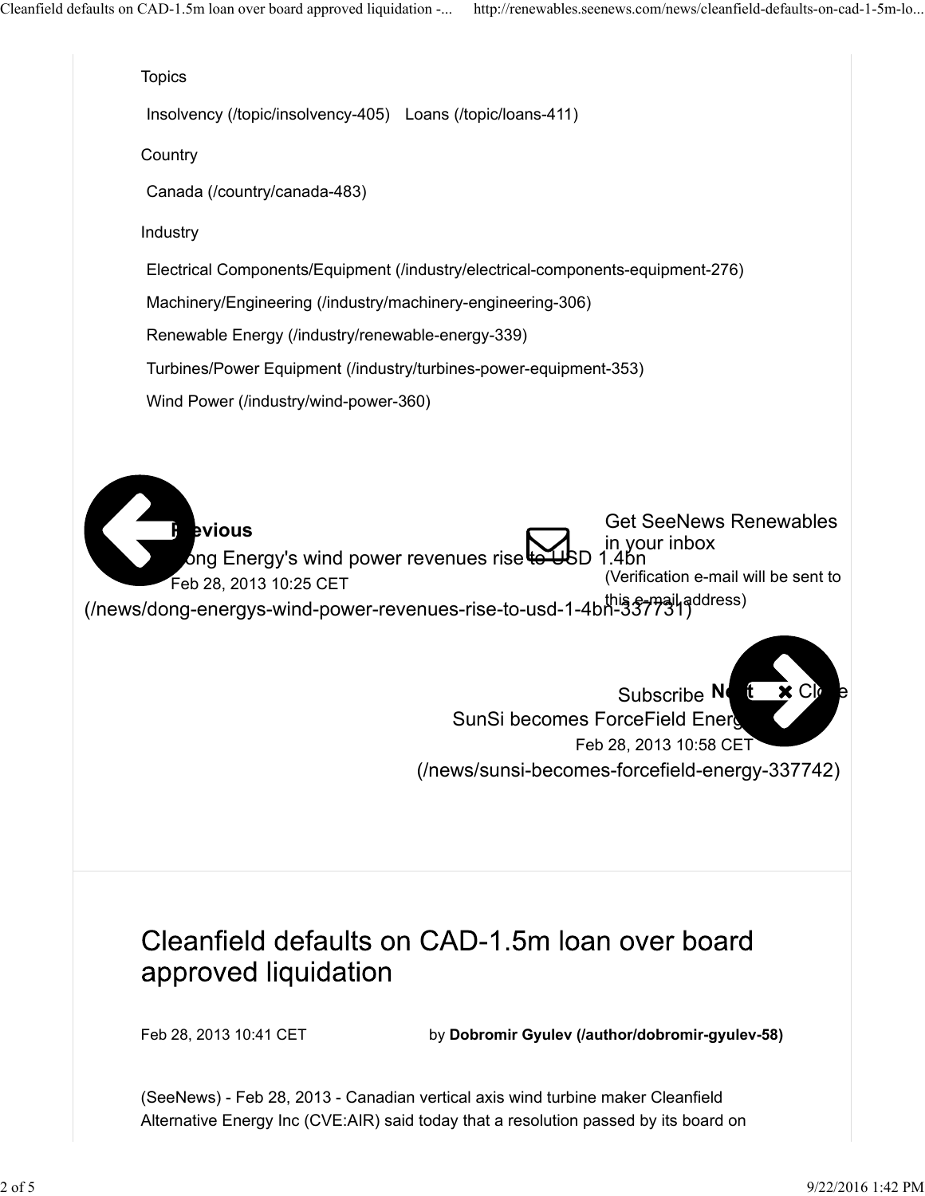Topics

Insolvency (/topic/insolvency-405)   Loans (/topic/loans-411)

Country

Canada (/country/canada-483)

Industry

Electrical Components/Equipment (/industry/electrical-components-equipment-276)

Machinery/Engineering (/industry/machinery-engineering-306)

Renewable Energy (/industry/renewable-energy-339)

Turbines/Power Equipment (/industry/turbines-power-equipment-353)

Wind Power (/industry/wind-power-360)

**Previous**
Dong Energy's wind power revenues rise to USD 1.4bn
Feb 28, 2013 10:25 CET
(/news/dong-energys-wind-power-revenues-rise-to-usd-1-4bn-337731)

Get SeeNews Renewables in your inbox
(Verification e-mail will be sent to this e-mail address)

Subscribe   Close

**Next**
SunSi becomes ForceField Energy
Feb 28, 2013 10:58 CET
(/news/sunsi-becomes-forcefield-energy-337742)

# Cleanfield defaults on CAD-1.5m loan over board approved liquidation

Feb 28, 2013 10:41 CET   by **Dobromir Gyulev (/author/dobromir-gyulev-58)**

(SeeNews) - Feb 28, 2013 - Canadian vertical axis wind turbine maker Cleanfield Alternative Energy Inc (CVE:AIR) said today that a resolution passed by its board on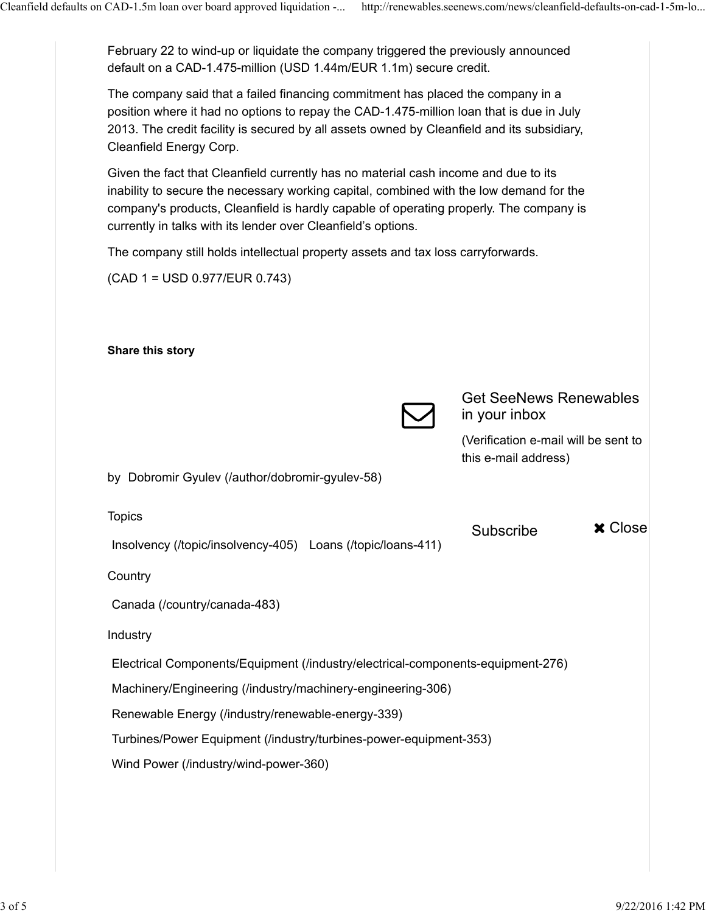February 22 to wind-up or liquidate the company triggered the previously announced default on a CAD-1.475-million (USD 1.44m/EUR 1.1m) secure credit.

The company said that a failed financing commitment has placed the company in a position where it had no options to repay the CAD-1.475-million loan that is due in July 2013. The credit facility is secured by all assets owned by Cleanfield and its subsidiary, Cleanfield Energy Corp.

Given the fact that Cleanfield currently has no material cash income and due to its inability to secure the necessary working capital, combined with the low demand for the company's products, Cleanfield is hardly capable of operating properly. The company is currently in talks with its lender over Cleanfield's options.

The company still holds intellectual property assets and tax loss carryforwards.

(CAD 1 = USD 0.977/EUR 0.743)

**Share this story**

Get SeeNews Renewables in your inbox

(Verification e-mail will be sent to this e-mail address)

Subscribe

✖ Close

by Dobromir Gyulev (/author/dobromir-gyulev-58)

Topics

Insolvency (/topic/insolvency-405) Loans (/topic/loans-411)

Country

Canada (/country/canada-483)

Industry

Electrical Components/Equipment (/industry/electrical-components-equipment-276)

Machinery/Engineering (/industry/machinery-engineering-306)

Renewable Energy (/industry/renewable-energy-339)

Turbines/Power Equipment (/industry/turbines-power-equipment-353)

Wind Power (/industry/wind-power-360)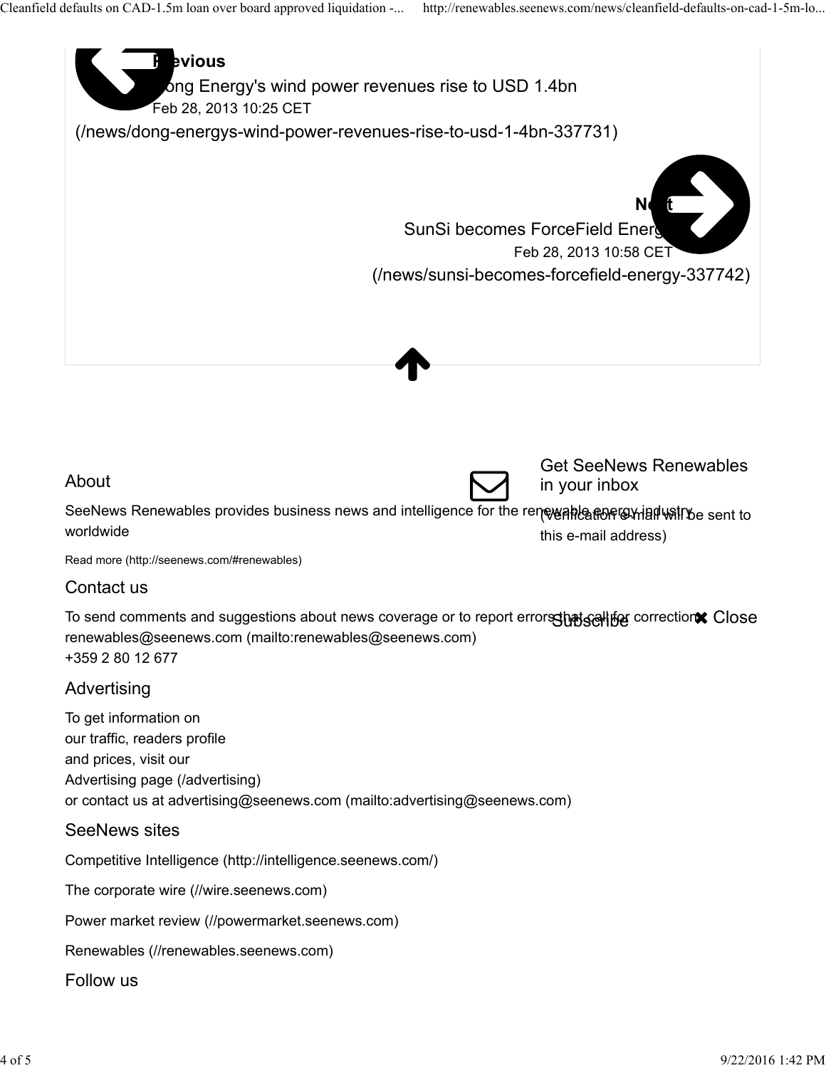**Previous**

Dong Energy's wind power revenues rise to USD 1.4bn

Feb 28, 2013 10:25 CET

(/news/dong-energys-wind-power-revenues-rise-to-usd-1-4bn-337731)

**Next**

SunSi becomes ForceField Energy

Feb 28, 2013 10:58 CET

(/news/sunsi-becomes-forcefield-energy-337742)

## About

SeeNews Renewables provides business news and intelligence for the renewable energy industry worldwide

Read more (http://seenews.com/#renewables)

Get SeeNews Renewables in your inbox

(Verification e-mail will be sent to this e-mail address)

Subscribe

✖ Close

## Contact us

To send comments and suggestions about news coverage or to report errors that call for correction:
renewables@seenews.com (mailto:renewables@seenews.com)
+359 2 80 12 677

## Advertising

To get information on
our traffic, readers profile
and prices, visit our
Advertising page (/advertising)
or contact us at advertising@seenews.com (mailto:advertising@seenews.com)

## SeeNews sites

Competitive Intelligence (http://intelligence.seenews.com/)

The corporate wire (//wire.seenews.com)

Power market review (//powermarket.seenews.com)

Renewables (//renewables.seenews.com)

## Follow us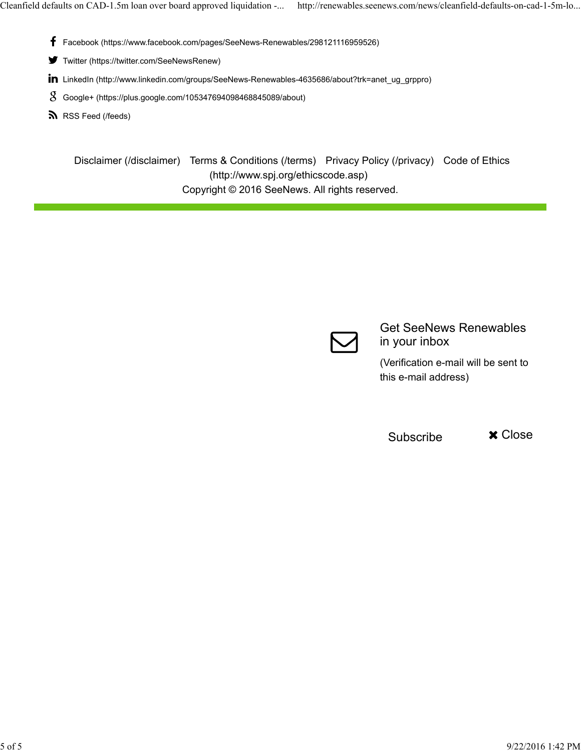- Facebook (https://www.facebook.com/pages/SeeNews-Renewables/298121116959526)
- Twitter (https://twitter.com/SeeNewsRenew)
- LinkedIn (http://www.linkedin.com/groups/SeeNews-Renewables-4635686/about?trk=anet_ug_grppro)
- Google+ (https://plus.google.com/105347694098468845089/about)
- RSS Feed (/feeds)

Disclaimer (/disclaimer)   Terms & Conditions (/terms)   Privacy Policy (/privacy)   Code of Ethics (http://www.spj.org/ethicscode.asp)

Copyright © 2016 SeeNews. All rights reserved.

Get SeeNews Renewables in your inbox

(Verification e-mail will be sent to this e-mail address)

Subscribe

✖ Close